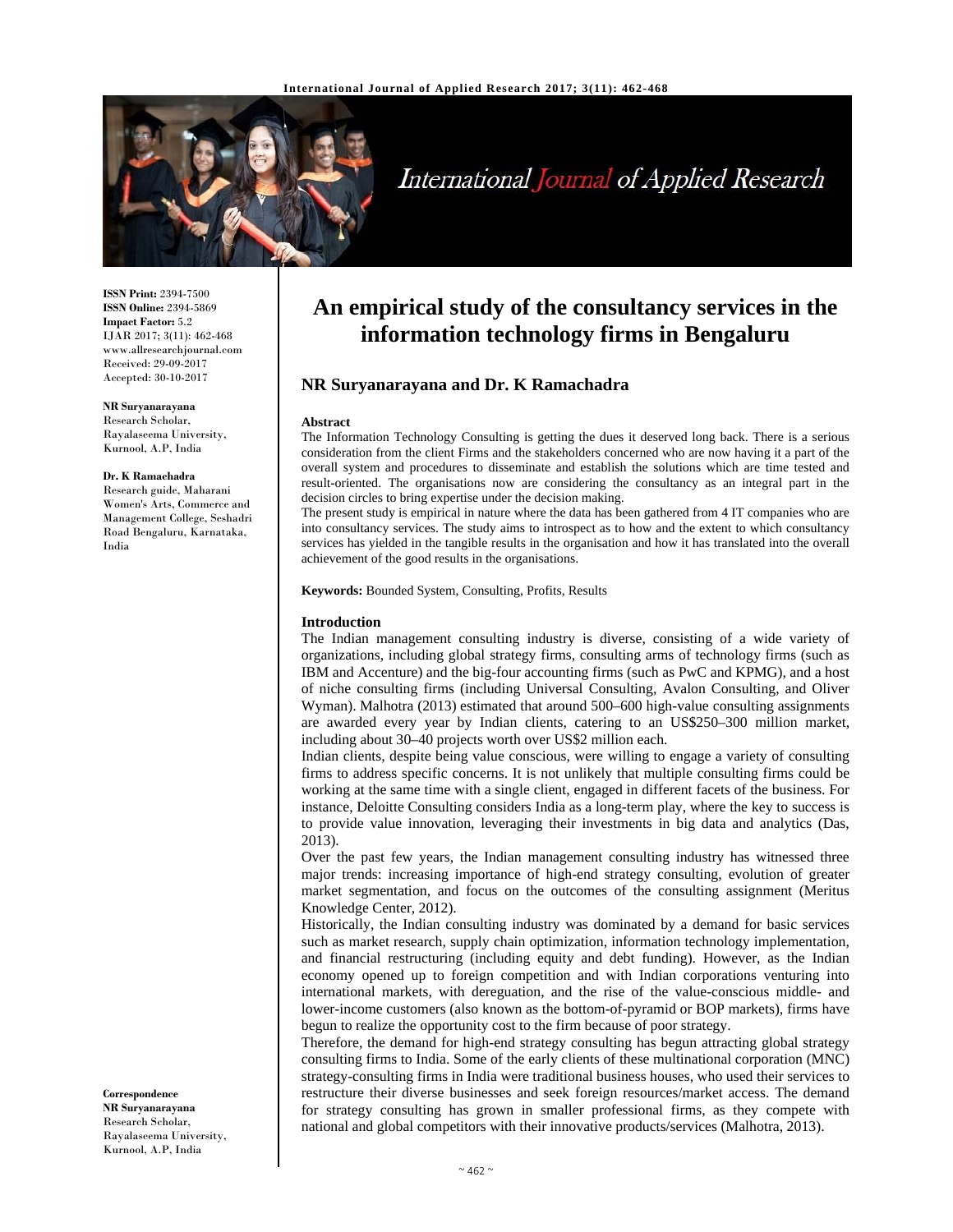# An empirical study of the consultancy services in the information technology firms in Bengaluru

**NR Suryanarayana and Dr. K Ramachadra**

**ISSN Print:** 2394-7500
**ISSN Online:** 2394-5869
**Impact Factor:** 5.2
IJAR 2017; 3(11): 462-468
www.allresearchjournal.com
Received: 29-09-2017
Accepted: 30-10-2017

**NR Suryanarayana**
Research Scholar, Rayalaseema University, Kurnool, A.P, India

**Dr. K Ramachadra**
Research guide, Maharani Women's Arts, Commerce and Management College, Seshadri Road Bengaluru, Karnataka, India

**Correspondence**
**NR Suryanarayana**
Research Scholar, Rayalaseema University, Kurnool, A.P, India

## Abstract

The Information Technology Consulting is getting the dues it deserved long back. There is a serious consideration from the client Firms and the stakeholders concerned who are now having it a part of the overall system and procedures to disseminate and establish the solutions which are time tested and result-oriented. The organisations now are considering the consultancy as an integral part in the decision circles to bring expertise under the decision making.

The present study is empirical in nature where the data has been gathered from 4 IT companies who are into consultancy services. The study aims to introspect as to how and the extent to which consultancy services has yielded in the tangible results in the organisation and how it has translated into the overall achievement of the good results in the organisations.

**Keywords:** Bounded System, Consulting, Profits, Results

## Introduction

The Indian management consulting industry is diverse, consisting of a wide variety of organizations, including global strategy firms, consulting arms of technology firms (such as IBM and Accenture) and the big-four accounting firms (such as PwC and KPMG), and a host of niche consulting firms (including Universal Consulting, Avalon Consulting, and Oliver Wyman). Malhotra (2013) estimated that around 500–600 high-value consulting assignments are awarded every year by Indian clients, catering to an US$250–300 million market, including about 30–40 projects worth over US$2 million each.

Indian clients, despite being value conscious, were willing to engage a variety of consulting firms to address specific concerns. It is not unlikely that multiple consulting firms could be working at the same time with a single client, engaged in different facets of the business. For instance, Deloitte Consulting considers India as a long-term play, where the key to success is to provide value innovation, leveraging their investments in big data and analytics (Das, 2013).

Over the past few years, the Indian management consulting industry has witnessed three major trends: increasing importance of high-end strategy consulting, evolution of greater market segmentation, and focus on the outcomes of the consulting assignment (Meritus Knowledge Center, 2012).

Historically, the Indian consulting industry was dominated by a demand for basic services such as market research, supply chain optimization, information technology implementation, and financial restructuring (including equity and debt funding). However, as the Indian economy opened up to foreign competition and with Indian corporations venturing into international markets, with dereguation, and the rise of the value-conscious middle- and lower-income customers (also known as the bottom-of-pyramid or BOP markets), firms have begun to realize the opportunity cost to the firm because of poor strategy.

Therefore, the demand for high-end strategy consulting has begun attracting global strategy consulting firms to India. Some of the early clients of these multinational corporation (MNC) strategy-consulting firms in India were traditional business houses, who used their services to restructure their diverse businesses and seek foreign resources/market access. The demand for strategy consulting has grown in smaller professional firms, as they compete with national and global competitors with their innovative products/services (Malhotra, 2013).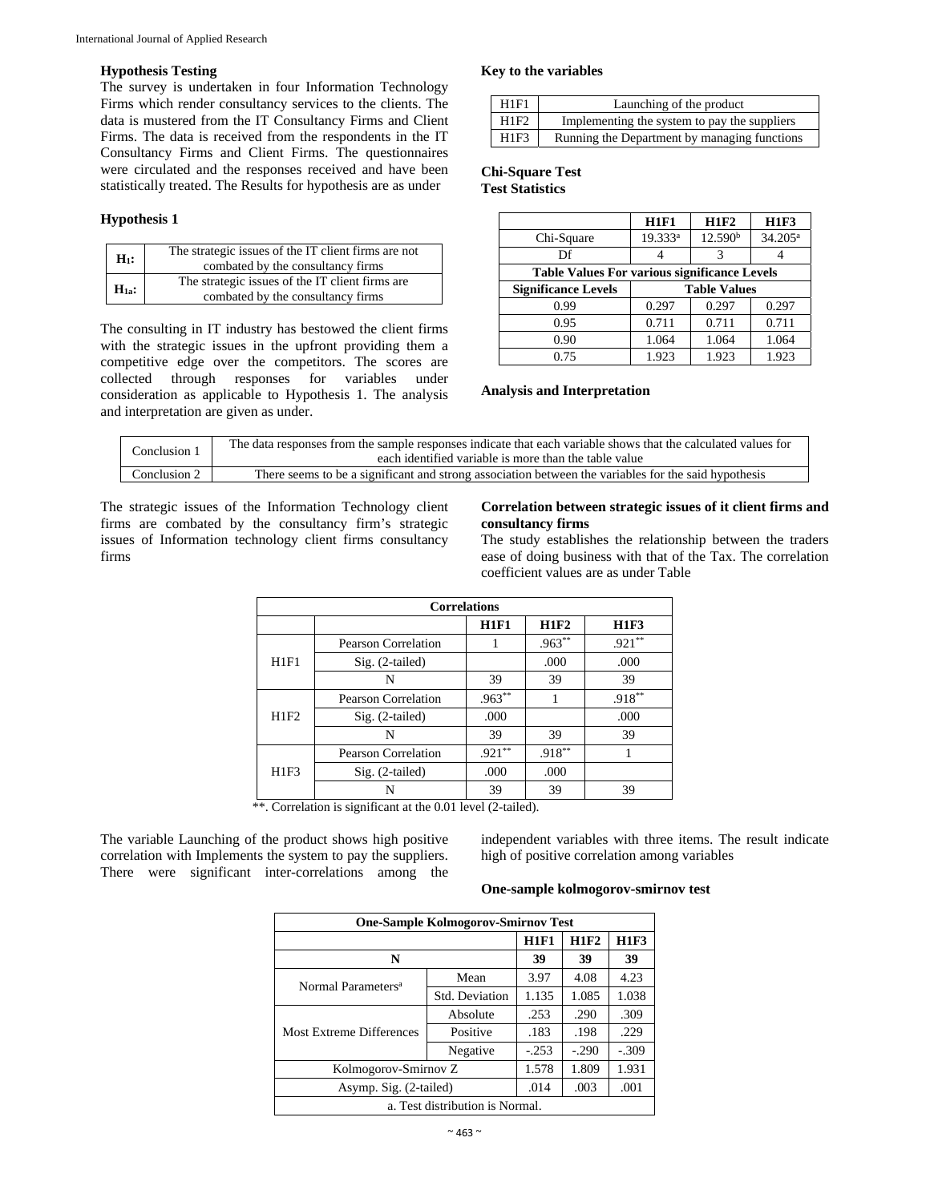### Hypothesis Testing

The survey is undertaken in four Information Technology Firms which render consultancy services to the clients. The data is mustered from the IT Consultancy Firms and Client Firms. The data is received from the respondents in the IT Consultancy Firms and Client Firms. The questionnaires were circulated and the responses received and have been statistically treated. The Results for hypothesis are as under

### Hypothesis 1

| | |
|---|---|
| $H_1$: | The strategic issues of the IT client firms are not combated by the consultancy firms |
| $H_{1a}$: | The strategic issues of the IT client firms are combated by the consultancy firms |

The consulting in IT industry has bestowed the client firms with the strategic issues in the upfront providing them a competitive edge over the competitors. The scores are collected through responses for variables under consideration as applicable to Hypothesis 1. The analysis and interpretation are given as under.

### Key to the variables

| | |
|---|---|
| H1F1 | Launching of the product |
| H1F2 | Implementing the system to pay the suppliers |
| H1F3 | Running the Department by managing functions |

### Chi-Square Test

**Test Statistics**

| | H1F1 | H1F2 | H1F3 |
|---|---|---|---|
| Chi-Square | 19.333[a] | 12.590[b] | 34.205[a] |
| Df | 4 | 3 | 4 |
| **Table Values For various significance Levels** | | | |
| **Significance Levels** | **Table Values** | | |
| 0.99 | 0.297 | 0.297 | 0.297 |
| 0.95 | 0.711 | 0.711 | 0.711 |
| 0.90 | 1.064 | 1.064 | 1.064 |
| 0.75 | 1.923 | 1.923 | 1.923 |

### Analysis and Interpretation

| | |
|---|---|
| Conclusion 1 | The data responses from the sample responses indicate that each variable shows that the calculated values for each identified variable is more than the table value |
| Conclusion 2 | There seems to be a significant and strong association between the variables for the said hypothesis |

The strategic issues of the Information Technology client firms are combated by the consultancy firm's strategic issues of Information technology client firms consultancy firms

### Correlation between strategic issues of it client firms and consultancy firms

The study establishes the relationship between the traders ease of doing business with that of the Tax. The correlation coefficient values are as under Table

**Correlations**

| | | H1F1 | H1F2 | H1F3 |
|---|---|---|---|---|
| H1F1 | Pearson Correlation | 1 | .963** | .921** |
| | Sig. (2-tailed) | | .000 | .000 |
| | N | 39 | 39 | 39 |
| H1F2 | Pearson Correlation | .963** | 1 | .918** |
| | Sig. (2-tailed) | .000 | | .000 |
| | N | 39 | 39 | 39 |
| H1F3 | Pearson Correlation | .921** | .918** | 1 |
| | Sig. (2-tailed) | .000 | .000 | |
| | N | 39 | 39 | 39 |

**. Correlation is significant at the 0.01 level (2-tailed).

The variable Launching of the product shows high positive correlation with Implements the system to pay the suppliers. There were significant inter-correlations among the independent variables with three items. The result indicate high of positive correlation among variables

### One-sample kolmogorov-smirnov test

**One-Sample Kolmogorov-Smirnov Test**

| | | H1F1 | H1F2 | H1F3 |
|---|---|---|---|---|
| **N** | | 39 | 39 | 39 |
| Normal Parameters[a] | Mean | 3.97 | 4.08 | 4.23 |
| | Std. Deviation | 1.135 | 1.085 | 1.038 |
| Most Extreme Differences | Absolute | .253 | .290 | .309 |
| | Positive | .183 | .198 | .229 |
| | Negative | -.253 | -.290 | -.309 |
| Kolmogorov-Smirnov Z | | 1.578 | 1.809 | 1.931 |
| Asymp. Sig. (2-tailed) | | .014 | .003 | .001 |

a. Test distribution is Normal.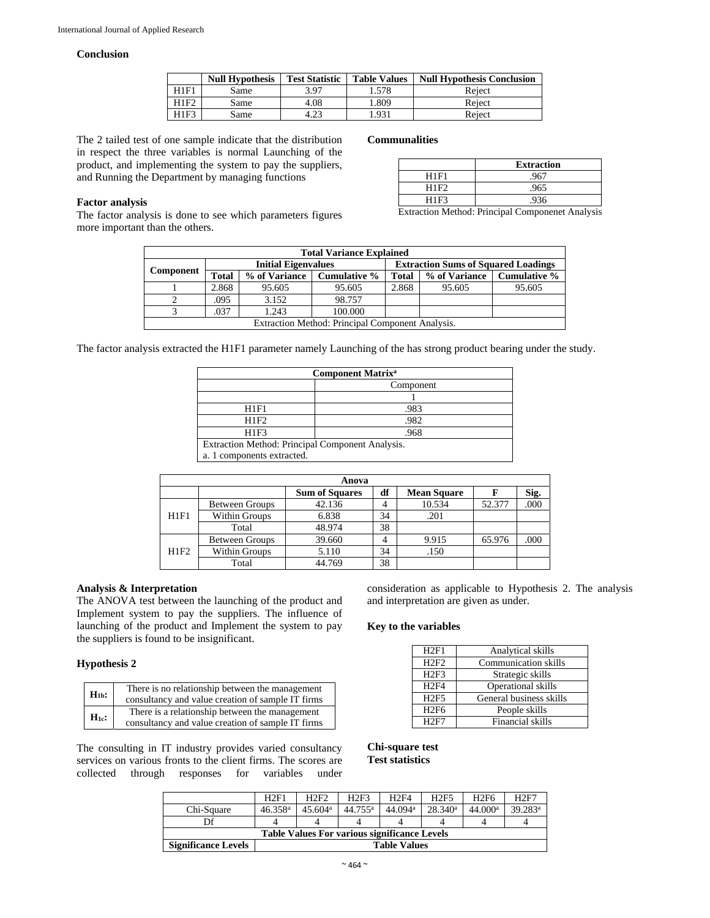### Conclusion

| | Null Hypothesis | Test Statistic | Table Values | Null Hypothesis Conclusion |
|---|---|---|---|---|
| H1F1 | Same | 3.97 | 1.578 | Reject |
| H1F2 | Same | 4.08 | 1.809 | Reject |
| H1F3 | Same | 4.23 | 1.931 | Reject |

The 2 tailed test of one sample indicate that the distribution in respect the three variables is normal Launching of the product, and implementing the system to pay the suppliers, and Running the Department by managing functions

### Factor analysis

The factor analysis is done to see which parameters figures more important than the others.

**Communalities**

| | Extraction |
|---|---|
| H1F1 | .967 |
| H1F2 | .965 |
| H1F3 | .936 |

Extraction Method: Principal Componenet Analysis

| Total Variance Explained | | | | | | |
|---|---|---|---|---|---|---|
| Component | Initial Eigenvalues | | | Extraction Sums of Squared Loadings | | |
| | Total | % of Variance | Cumulative % | Total | % of Variance | Cumulative % |
| 1 | 2.868 | 95.605 | 95.605 | 2.868 | 95.605 | 95.605 |
| 2 | .095 | 3.152 | 98.757 | | | |
| 3 | .037 | 1.243 | 100.000 | | | |
| Extraction Method: Principal Component Analysis. | | | | | | |

The factor analysis extracted the H1F1 parameter namely Launching of the has strong product bearing under the study.

| Component Matrix[a] | |
|---|---|
| | Component |
| | 1 |
| H1F1 | .983 |
| H1F2 | .982 |
| H1F3 | .968 |
| Extraction Method: Principal Component Analysis. a. 1 components extracted. | |

| Anova | | | | | | |
|---|---|---|---|---|---|---|
| | | Sum of Squares | df | Mean Square | F | Sig. |
| H1F1 | Between Groups | 42.136 | 4 | 10.534 | 52.377 | .000 |
| | Within Groups | 6.838 | 34 | .201 | | |
| | Total | 48.974 | 38 | | | |
| H1F2 | Between Groups | 39.660 | 4 | 9.915 | 65.976 | .000 |
| | Within Groups | 5.110 | 34 | .150 | | |
| | Total | 44.769 | 38 | | | |

### Analysis & Interpretation

The ANOVA test between the launching of the product and Implement system to pay the suppliers. The influence of launching of the product and Implement the system to pay the suppliers is found to be insignificant.

### Hypothesis 2

| | |
|---|---|
| $H_{1b}$: | There is no relationship between the management consultancy and value creation of sample IT firms |
| $H_{1c}$: | There is a relationship between the management consultancy and value creation of sample IT firms |

The consulting in IT industry provides varied consultancy services on various fronts to the client firms. The scores are collected through responses for variables under consideration as applicable to Hypothesis 2. The analysis and interpretation are given as under.

### Key to the variables

| | |
|---|---|
| H2F1 | Analytical skills |
| H2F2 | Communication skills |
| H2F3 | Strategic skills |
| H2F4 | Operational skills |
| H2F5 | General business skills |
| H2F6 | People skills |
| H2F7 | Financial skills |

**Chi-square test**
**Test statistics**

| | H2F1 | H2F2 | H2F3 | H2F4 | H2F5 | H2F6 | H2F7 |
|---|---|---|---|---|---|---|---|
| Chi-Square | 46.358[a] | 45.604[a] | 44.755[a] | 44.094[a] | 28.340[a] | 44.000[a] | 39.283[a] |
| Df | 4 | 4 | 4 | 4 | 4 | 4 | 4 |
| Table Values For various significance Levels | | | | | | | |
| Significance Levels | Table Values | | | | | | |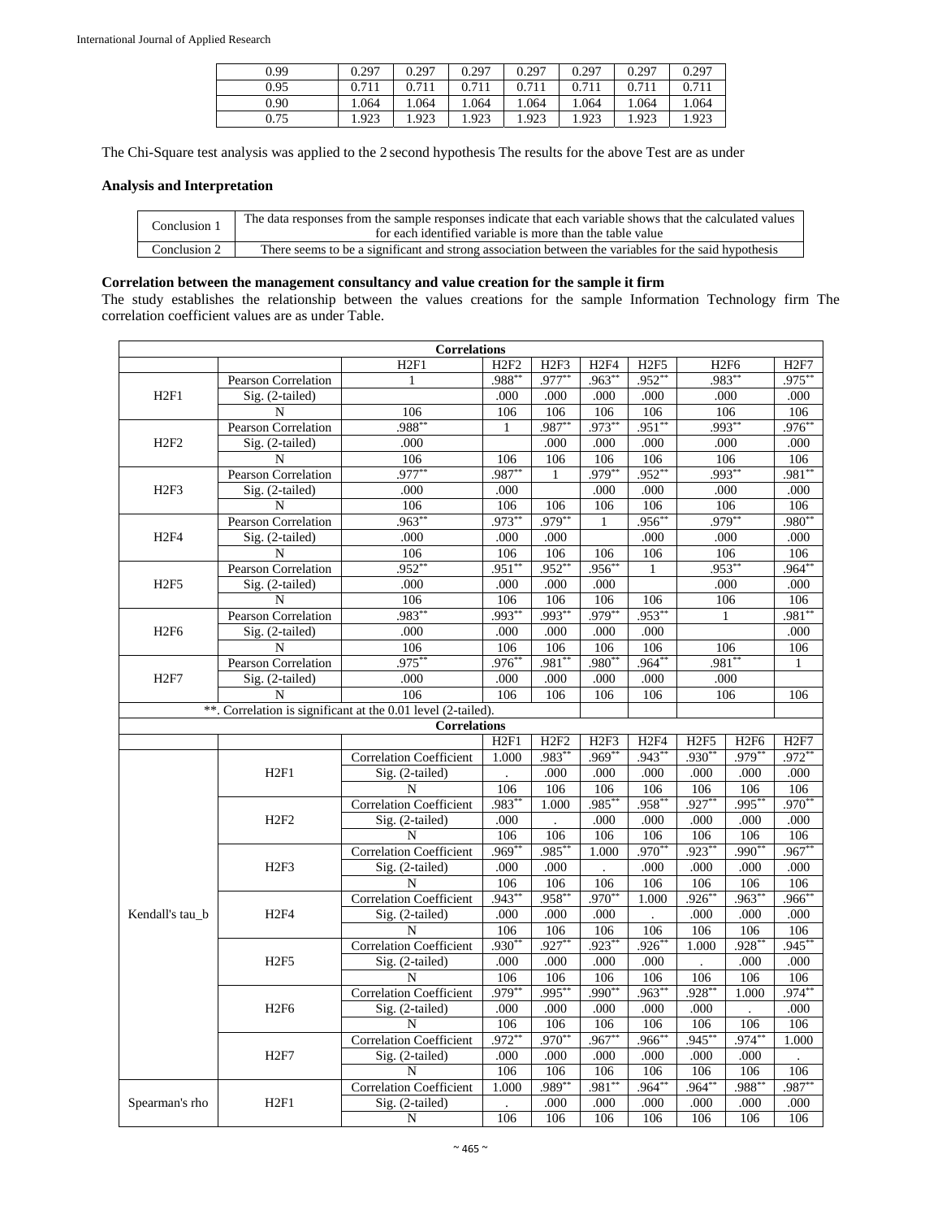| 0.99 | 0.297 | 0.297 | 0.297 | 0.297 | 0.297 | 0.297 | 0.297 |
|---|---|---|---|---|---|---|---|
| 0.95 | 0.711 | 0.711 | 0.711 | 0.711 | 0.711 | 0.711 | 0.711 |
| 0.90 | 1.064 | 1.064 | 1.064 | 1.064 | 1.064 | 1.064 | 1.064 |
| 0.75 | 1.923 | 1.923 | 1.923 | 1.923 | 1.923 | 1.923 | 1.923 |

The Chi-Square test analysis was applied to the 2 second hypothesis The results for the above Test are as under

**Analysis and Interpretation**

| | |
|---|---|
| Conclusion 1 | The data responses from the sample responses indicate that each variable shows that the calculated values for each identified variable is more than the table value |
| Conclusion 2 | There seems to be a significant and strong association between the variables for the said hypothesis |

**Correlation between the management consultancy and value creation for the sample it firm**

The study establishes the relationship between the values creations for the sample Information Technology firm The correlation coefficient values are as under Table.

**Correlations**

| | | H2F1 | H2F2 | H2F3 | H2F4 | H2F5 | H2F6 | H2F7 |
|---|---|---|---|---|---|---|---|---|
| H2F1 | Pearson Correlation | 1 | .988** | .977** | .963** | .952** | .983** | .975** |
| | Sig. (2-tailed) | | .000 | .000 | .000 | .000 | .000 | .000 |
| | N | 106 | 106 | 106 | 106 | 106 | 106 | 106 |
| H2F2 | Pearson Correlation | .988** | 1 | .987** | .973** | .951** | .993** | .976** |
| | Sig. (2-tailed) | .000 | | .000 | .000 | .000 | .000 | .000 |
| | N | 106 | 106 | 106 | 106 | 106 | 106 | 106 |
| H2F3 | Pearson Correlation | .977** | .987** | 1 | .979** | .952** | .993** | .981** |
| | Sig. (2-tailed) | .000 | .000 | | .000 | .000 | .000 | .000 |
| | N | 106 | 106 | 106 | 106 | 106 | 106 | 106 |
| H2F4 | Pearson Correlation | .963** | .973** | .979** | 1 | .956** | .979** | .980** |
| | Sig. (2-tailed) | .000 | .000 | .000 | | .000 | .000 | .000 |
| | N | 106 | 106 | 106 | 106 | 106 | 106 | 106 |
| H2F5 | Pearson Correlation | .952** | .951** | .952** | .956** | 1 | .953** | .964** |
| | Sig. (2-tailed) | .000 | .000 | .000 | .000 | | .000 | .000 |
| | N | 106 | 106 | 106 | 106 | 106 | 106 | 106 |
| H2F6 | Pearson Correlation | .983** | .993** | .993** | .979** | .953** | 1 | .981** |
| | Sig. (2-tailed) | .000 | .000 | .000 | .000 | .000 | | .000 |
| | N | 106 | 106 | 106 | 106 | 106 | 106 | 106 |
| H2F7 | Pearson Correlation | .975** | .976** | .981** | .980** | .964** | .981** | 1 |
| | Sig. (2-tailed) | .000 | .000 | .000 | .000 | .000 | .000 | |
| | N | 106 | 106 | 106 | 106 | 106 | 106 | 106 |

**. Correlation is significant at the 0.01 level (2-tailed).

**Correlations**

| | | | H2F1 | H2F2 | H2F3 | H2F4 | H2F5 | H2F6 | H2F7 |
|---|---|---|---|---|---|---|---|---|---|
| Kendall's tau_b | H2F1 | Correlation Coefficient | 1.000 | .983** | .969** | .943** | .930** | .979** | .972** |
| | | Sig. (2-tailed) | . | .000 | .000 | .000 | .000 | .000 | .000 |
| | | N | 106 | 106 | 106 | 106 | 106 | 106 | 106 |
| | H2F2 | Correlation Coefficient | .983** | 1.000 | .985** | .958** | .927** | .995** | .970** |
| | | Sig. (2-tailed) | .000 | . | .000 | .000 | .000 | .000 | .000 |
| | | N | 106 | 106 | 106 | 106 | 106 | 106 | 106 |
| | H2F3 | Correlation Coefficient | .969** | .985** | 1.000 | .970** | .923** | .990** | .967** |
| | | Sig. (2-tailed) | .000 | .000 | . | .000 | .000 | .000 | .000 |
| | | N | 106 | 106 | 106 | 106 | 106 | 106 | 106 |
| | H2F4 | Correlation Coefficient | .943** | .958** | .970** | 1.000 | .926** | .963** | .966** |
| | | Sig. (2-tailed) | .000 | .000 | .000 | . | .000 | .000 | .000 |
| | | N | 106 | 106 | 106 | 106 | 106 | 106 | 106 |
| | H2F5 | Correlation Coefficient | .930** | .927** | .923** | .926** | 1.000 | .928** | .945** |
| | | Sig. (2-tailed) | .000 | .000 | .000 | .000 | . | .000 | .000 |
| | | N | 106 | 106 | 106 | 106 | 106 | 106 | 106 |
| | H2F6 | Correlation Coefficient | .979** | .995** | .990** | .963** | .928** | 1.000 | .974** |
| | | Sig. (2-tailed) | .000 | .000 | .000 | .000 | .000 | . | .000 |
| | | N | 106 | 106 | 106 | 106 | 106 | 106 | 106 |
| | H2F7 | Correlation Coefficient | .972** | .970** | .967** | .966** | .945** | .974** | 1.000 |
| | | Sig. (2-tailed) | .000 | .000 | .000 | .000 | .000 | .000 | . |
| | | N | 106 | 106 | 106 | 106 | 106 | 106 | 106 |
| Spearman's rho | H2F1 | Correlation Coefficient | 1.000 | .989** | .981** | .964** | .964** | .988** | .987** |
| | | Sig. (2-tailed) | . | .000 | .000 | .000 | .000 | .000 | .000 |
| | | N | 106 | 106 | 106 | 106 | 106 | 106 | 106 |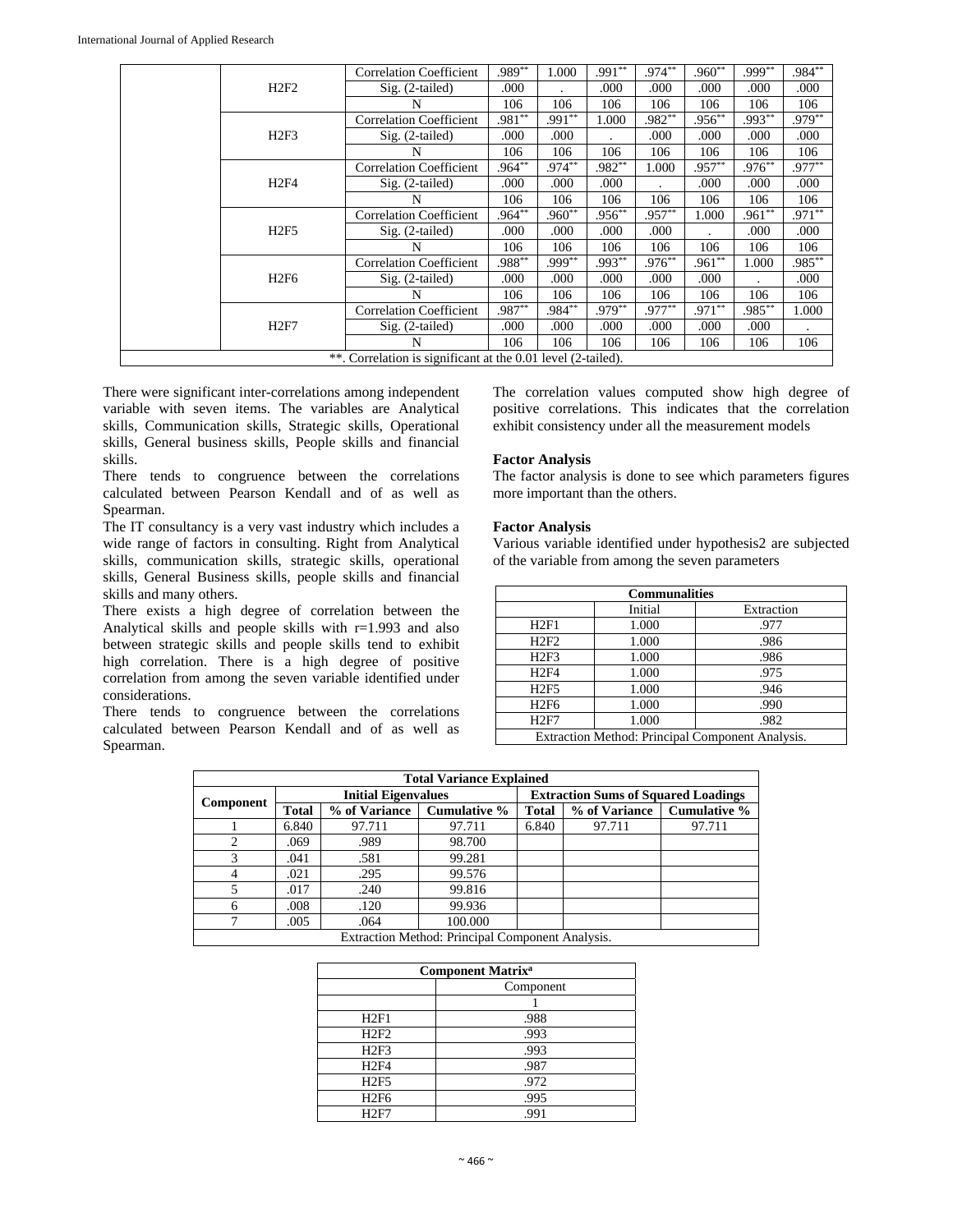| | | | | | | | | | |
|---|---|---|---|---|---|---|---|---|---|
| | H2F2 | Correlation Coefficient | .989** | 1.000 | .991** | .974** | .960** | .999** | .984** |
| | | Sig. (2-tailed) | .000 | . | .000 | .000 | .000 | .000 | .000 |
| | | N | 106 | 106 | 106 | 106 | 106 | 106 | 106 |
| | H2F3 | Correlation Coefficient | .981** | .991** | 1.000 | .982** | .956** | .993** | .979** |
| | | Sig. (2-tailed) | .000 | .000 | . | .000 | .000 | .000 | .000 |
| | | N | 106 | 106 | 106 | 106 | 106 | 106 | 106 |
| | H2F4 | Correlation Coefficient | .964** | .974** | .982** | 1.000 | .957** | .976** | .977** |
| | | Sig. (2-tailed) | .000 | .000 | .000 | . | .000 | .000 | .000 |
| | | N | 106 | 106 | 106 | 106 | 106 | 106 | 106 |
| | H2F5 | Correlation Coefficient | .964** | .960** | .956** | .957** | 1.000 | .961** | .971** |
| | | Sig. (2-tailed) | .000 | .000 | .000 | .000 | . | .000 | .000 |
| | | N | 106 | 106 | 106 | 106 | 106 | 106 | 106 |
| | H2F6 | Correlation Coefficient | .988** | .999** | .993** | .976** | .961** | 1.000 | .985** |
| | | Sig. (2-tailed) | .000 | .000 | .000 | .000 | .000 | . | .000 |
| | | N | 106 | 106 | 106 | 106 | 106 | 106 | 106 |
| | H2F7 | Correlation Coefficient | .987** | .984** | .979** | .977** | .971** | .985** | 1.000 |
| | | Sig. (2-tailed) | .000 | .000 | .000 | .000 | .000 | .000 | . |
| | | N | 106 | 106 | 106 | 106 | 106 | 106 | 106 |
| **. Correlation is significant at the 0.01 level (2-tailed). | | | | | | | | | |

There were significant inter-correlations among independent variable with seven items. The variables are Analytical skills, Communication skills, Strategic skills, Operational skills, General business skills, People skills and financial skills.

There tends to congruence between the correlations calculated between Pearson Kendall and of as well as Spearman.

The IT consultancy is a very vast industry which includes a wide range of factors in consulting. Right from Analytical skills, communication skills, strategic skills, operational skills, General Business skills, people skills and financial skills and many others.

There exists a high degree of correlation between the Analytical skills and people skills with r=1.993 and also between strategic skills and people skills tend to exhibit high correlation. There is a high degree of positive correlation from among the seven variable identified under considerations.

There tends to congruence between the correlations calculated between Pearson Kendall and of as well as Spearman.

The correlation values computed show high degree of positive correlations. This indicates that the correlation exhibit consistency under all the measurement models

**Factor Analysis**

The factor analysis is done to see which parameters figures more important than the others.

**Factor Analysis**

Various variable identified under hypothesis2 are subjected of the variable from among the seven parameters

| Communalities | | |
|---|---|---|
| | Initial | Extraction |
| H2F1 | 1.000 | .977 |
| H2F2 | 1.000 | .986 |
| H2F3 | 1.000 | .986 |
| H2F4 | 1.000 | .975 |
| H2F5 | 1.000 | .946 |
| H2F6 | 1.000 | .990 |
| H2F7 | 1.000 | .982 |
| Extraction Method: Principal Component Analysis. | | |

| Total Variance Explained | | | | | | |
|---|---|---|---|---|---|---|
| Component | Initial Eigenvalues | | | Extraction Sums of Squared Loadings | | |
| | **Total** | **% of Variance** | **Cumulative %** | **Total** | **% of Variance** | **Cumulative %** |
| 1 | 6.840 | 97.711 | 97.711 | 6.840 | 97.711 | 97.711 |
| 2 | .069 | .989 | 98.700 | | | |
| 3 | .041 | .581 | 99.281 | | | |
| 4 | .021 | .295 | 99.576 | | | |
| 5 | .017 | .240 | 99.816 | | | |
| 6 | .008 | .120 | 99.936 | | | |
| 7 | .005 | .064 | 100.000 | | | |
| Extraction Method: Principal Component Analysis. | | | | | | |

| Component Matrix[a] | |
|---|---|
| | Component |
| | 1 |
| H2F1 | .988 |
| H2F2 | .993 |
| H2F3 | .993 |
| H2F4 | .987 |
| H2F5 | .972 |
| H2F6 | .995 |
| H2F7 | .991 |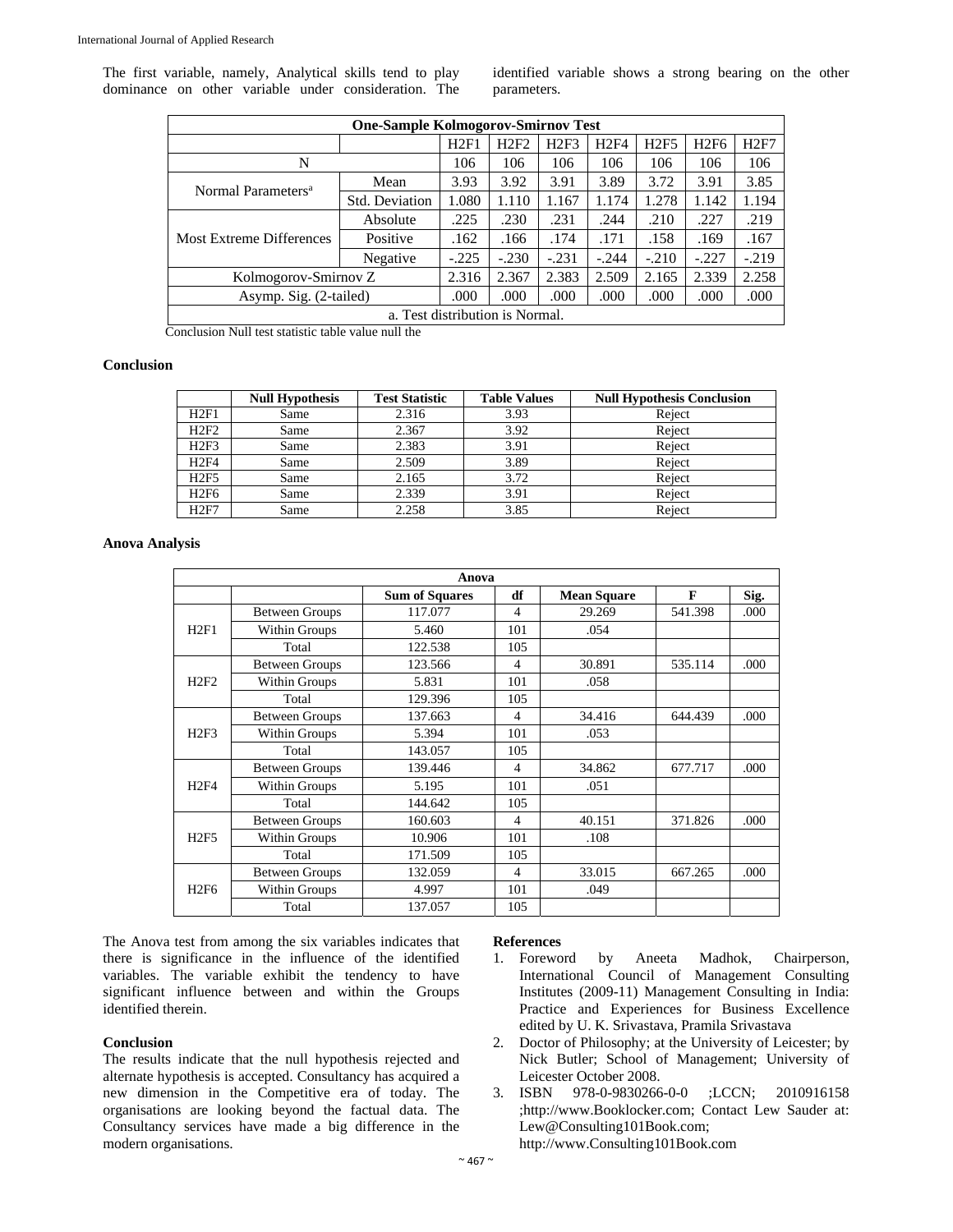The first variable, namely, Analytical skills tend to play dominance on other variable under consideration. The identified variable shows a strong bearing on the other parameters.

| One-Sample Kolmogorov-Smirnov Test | | | | | | | | |
|---|---|---|---|---|---|---|---|---|
| | | H2F1 | H2F2 | H2F3 | H2F4 | H2F5 | H2F6 | H2F7 |
| N | | 106 | 106 | 106 | 106 | 106 | 106 | 106 |
| Normal Parameters[a] | Mean | 3.93 | 3.92 | 3.91 | 3.89 | 3.72 | 3.91 | 3.85 |
| | Std. Deviation | 1.080 | 1.110 | 1.167 | 1.174 | 1.278 | 1.142 | 1.194 |
| Most Extreme Differences | Absolute | .225 | .230 | .231 | .244 | .210 | .227 | .219 |
| | Positive | .162 | .166 | .174 | .171 | .158 | .169 | .167 |
| | Negative | -.225 | -.230 | -.231 | -.244 | -.210 | -.227 | -.219 |
| Kolmogorov-Smirnov Z | | 2.316 | 2.367 | 2.383 | 2.509 | 2.165 | 2.339 | 2.258 |
| Asymp. Sig. (2-tailed) | | .000 | .000 | .000 | .000 | .000 | .000 | .000 |
| a. Test distribution is Normal. | | | | | | | | |

Conclusion Null test statistic table value null the

**Conclusion**

| | Null Hypothesis | Test Statistic | Table Values | Null Hypothesis Conclusion |
|---|---|---|---|---|
| H2F1 | Same | 2.316 | 3.93 | Reject |
| H2F2 | Same | 2.367 | 3.92 | Reject |
| H2F3 | Same | 2.383 | 3.91 | Reject |
| H2F4 | Same | 2.509 | 3.89 | Reject |
| H2F5 | Same | 2.165 | 3.72 | Reject |
| H2F6 | Same | 2.339 | 3.91 | Reject |
| H2F7 | Same | 2.258 | 3.85 | Reject |

**Anova Analysis**

| Anova | | | | | | |
|---|---|---|---|---|---|---|
| | | Sum of Squares | df | Mean Square | F | Sig. |
| H2F1 | Between Groups | 117.077 | 4 | 29.269 | 541.398 | .000 |
| | Within Groups | 5.460 | 101 | .054 | | |
| | Total | 122.538 | 105 | | | |
| H2F2 | Between Groups | 123.566 | 4 | 30.891 | 535.114 | .000 |
| | Within Groups | 5.831 | 101 | .058 | | |
| | Total | 129.396 | 105 | | | |
| H2F3 | Between Groups | 137.663 | 4 | 34.416 | 644.439 | .000 |
| | Within Groups | 5.394 | 101 | .053 | | |
| | Total | 143.057 | 105 | | | |
| H2F4 | Between Groups | 139.446 | 4 | 34.862 | 677.717 | .000 |
| | Within Groups | 5.195 | 101 | .051 | | |
| | Total | 144.642 | 105 | | | |
| H2F5 | Between Groups | 160.603 | 4 | 40.151 | 371.826 | .000 |
| | Within Groups | 10.906 | 101 | .108 | | |
| | Total | 171.509 | 105 | | | |
| H2F6 | Between Groups | 132.059 | 4 | 33.015 | 667.265 | .000 |
| | Within Groups | 4.997 | 101 | .049 | | |
| | Total | 137.057 | 105 | | | |

The Anova test from among the six variables indicates that there is significance in the influence of the identified variables. The variable exhibit the tendency to have significant influence between and within the Groups identified therein.

**Conclusion**

The results indicate that the null hypothesis rejected and alternate hypothesis is accepted. Consultancy has acquired a new dimension in the Competitive era of today. The organisations are looking beyond the factual data. The Consultancy services have made a big difference in the modern organisations.

**References**

1. Foreword by Aneeta Madhok, Chairperson, International Council of Management Consulting Institutes (2009-11) Management Consulting in India: Practice and Experiences for Business Excellence edited by U. K. Srivastava, Pramila Srivastava
2. Doctor of Philosophy; at the University of Leicester; by Nick Butler; School of Management; University of Leicester October 2008.
3. ISBN 978-0-9830266-0-0 ;LCCN; 2010916158 ;http://www.Booklocker.com; Contact Lew Sauder at: Lew@Consulting101Book.com; http://www.Consulting101Book.com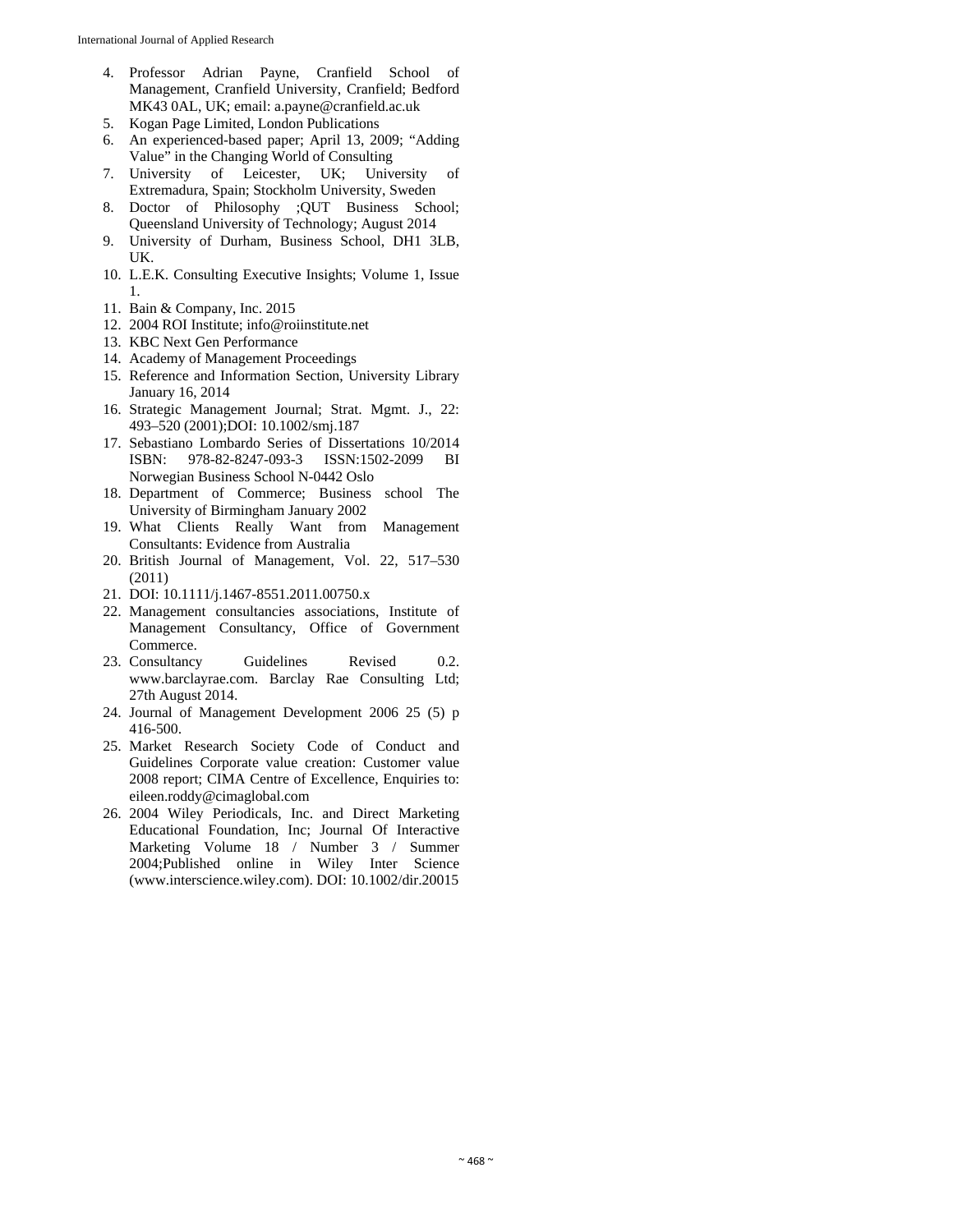4. Professor Adrian Payne, Cranfield School of Management, Cranfield University, Cranfield; Bedford MK43 0AL, UK; email: a.payne@cranfield.ac.uk
5. Kogan Page Limited, London Publications
6. An experienced-based paper; April 13, 2009; "Adding Value" in the Changing World of Consulting
7. University of Leicester, UK; University of Extremadura, Spain; Stockholm University, Sweden
8. Doctor of Philosophy ;QUT Business School; Queensland University of Technology; August 2014
9. University of Durham, Business School, DH1 3LB, UK.
10. L.E.K. Consulting Executive Insights; Volume 1, Issue 1.
11. Bain & Company, Inc. 2015
12. 2004 ROI Institute; info@roiinstitute.net
13. KBC Next Gen Performance
14. Academy of Management Proceedings
15. Reference and Information Section, University Library January 16, 2014
16. Strategic Management Journal; Strat. Mgmt. J., 22: 493–520 (2001);DOI: 10.1002/smj.187
17. Sebastiano Lombardo Series of Dissertations 10/2014 ISBN: 978-82-8247-093-3 ISSN:1502-2099 BI Norwegian Business School N-0442 Oslo
18. Department of Commerce; Business school The University of Birmingham January 2002
19. What Clients Really Want from Management Consultants: Evidence from Australia
20. British Journal of Management, Vol. 22, 517–530 (2011)
21. DOI: 10.1111/j.1467-8551.2011.00750.x
22. Management consultancies associations, Institute of Management Consultancy, Office of Government Commerce.
23. Consultancy Guidelines Revised 0.2. www.barclayrae.com. Barclay Rae Consulting Ltd; 27th August 2014.
24. Journal of Management Development 2006 25 (5) p 416-500.
25. Market Research Society Code of Conduct and Guidelines Corporate value creation: Customer value 2008 report; CIMA Centre of Excellence, Enquiries to: eileen.roddy@cimaglobal.com
26. 2004 Wiley Periodicals, Inc. and Direct Marketing Educational Foundation, Inc; Journal Of Interactive Marketing Volume 18 / Number 3 / Summer 2004;Published online in Wiley Inter Science (www.interscience.wiley.com). DOI: 10.1002/dir.20015